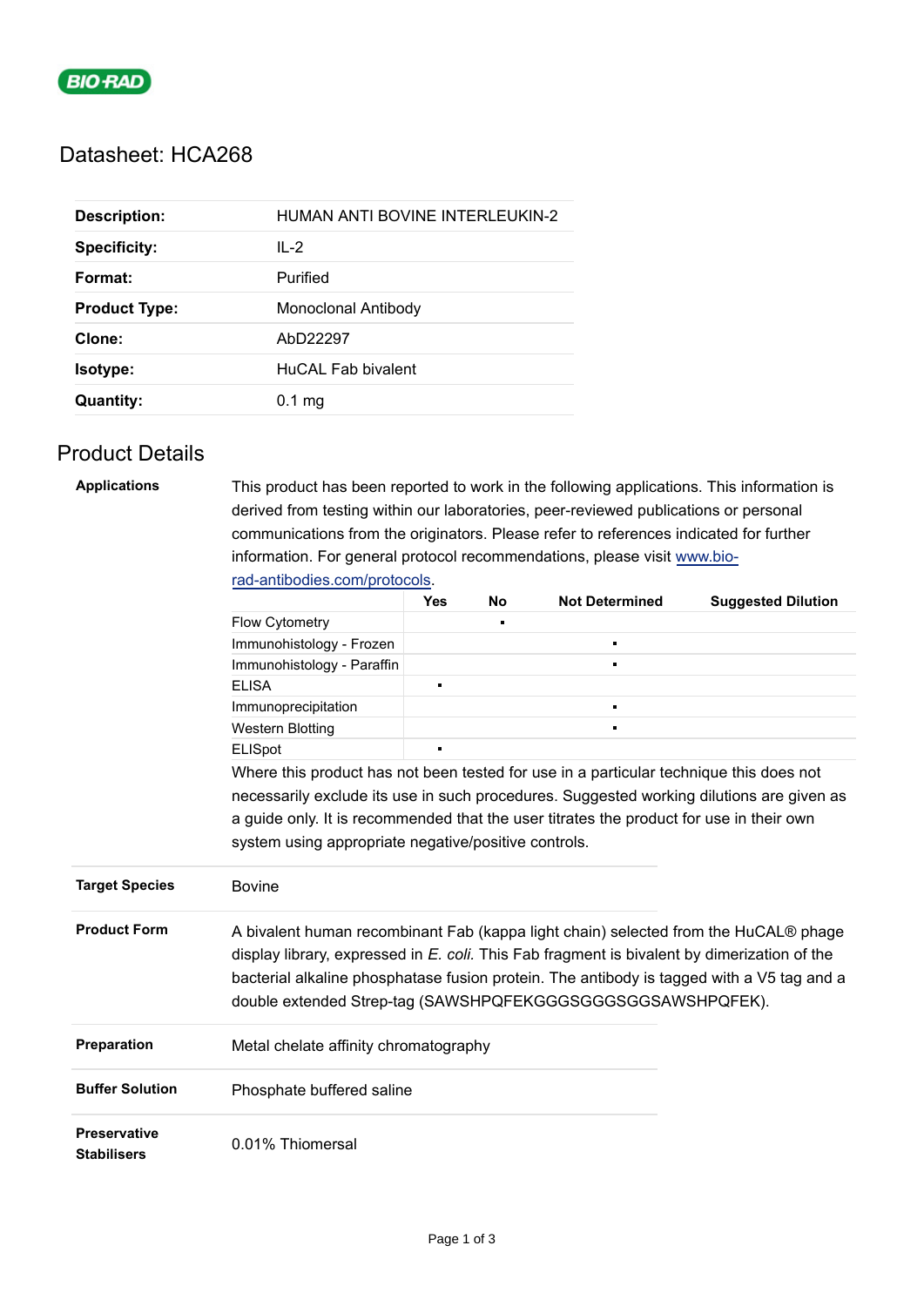BIO-RAD

# Datasheet: HCA268

| | |
|---|---|
| **Description:** | HUMAN ANTI BOVINE INTERLEUKIN-2 |
| **Specificity:** | IL-2 |
| **Format:** | Purified |
| **Product Type:** | Monoclonal Antibody |
| **Clone:** | AbD22297 |
| **Isotype:** | HuCAL Fab bivalent |
| **Quantity:** | 0.1 mg |

## Product Details

**Applications**

This product has been reported to work in the following applications. This information is derived from testing within our laboratories, peer-reviewed publications or personal communications from the originators. Please refer to references indicated for further information. For general protocol recommendations, please visit www.bio-rad-antibodies.com/protocols.

| | Yes | No | Not Determined | Suggested Dilution |
|---|---|---|---|---|
| Flow Cytometry | | ▪ | | |
| Immunohistology - Frozen | | | ▪ | |
| Immunohistology - Paraffin | | | ▪ | |
| ELISA | ▪ | | | |
| Immunoprecipitation | | | ▪ | |
| Western Blotting | | | ▪ | |
| ELISpot | ▪ | | | |

Where this product has not been tested for use in a particular technique this does not necessarily exclude its use in such procedures. Suggested working dilutions are given as a guide only. It is recommended that the user titrates the product for use in their own system using appropriate negative/positive controls.

**Target Species**

Bovine

**Product Form**

A bivalent human recombinant Fab (kappa light chain) selected from the HuCAL® phage display library, expressed in *E. coli*. This Fab fragment is bivalent by dimerization of the bacterial alkaline phosphatase fusion protein. The antibody is tagged with a V5 tag and a double extended Strep-tag (SAWSHPQFEKGGGSGGGSGGSAWSHPQFEK).

**Preparation**

Metal chelate affinity chromatography

**Buffer Solution**

Phosphate buffered saline

**Preservative Stabilisers**

0.01% Thiomersal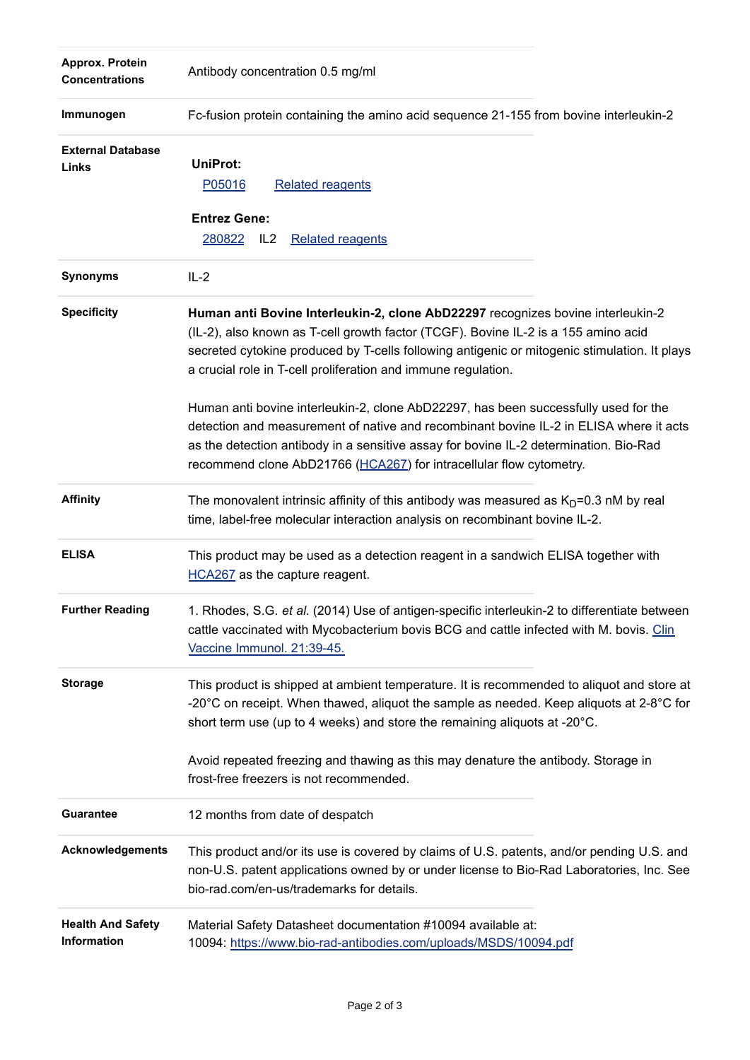| | |
|---|---|
| **Approx. Protein Concentrations** | Antibody concentration 0.5 mg/ml |
| **Immunogen** | Fc-fusion protein containing the amino acid sequence 21-155 from bovine interleukin-2 |
| **External Database Links** | **UniProt:** P05016 Related reagents<br>**Entrez Gene:** 280822 IL2 Related reagents |
| **Synonyms** | IL-2 |
| **Specificity** | **Human anti Bovine Interleukin-2, clone AbD22297** recognizes bovine interleukin-2 (IL-2), also known as T-cell growth factor (TCGF). Bovine IL-2 is a 155 amino acid secreted cytokine produced by T-cells following antigenic or mitogenic stimulation. It plays a crucial role in T-cell proliferation and immune regulation.<br><br>Human anti bovine interleukin-2, clone AbD22297, has been successfully used for the detection and measurement of native and recombinant bovine IL-2 in ELISA where it acts as the detection antibody in a sensitive assay for bovine IL-2 determination. Bio-Rad recommend clone AbD21766 (HCA267) for intracellular flow cytometry. |
| **Affinity** | The monovalent intrinsic affinity of this antibody was measured as $K_D$=0.3 nM by real time, label-free molecular interaction analysis on recombinant bovine IL-2. |
| **ELISA** | This product may be used as a detection reagent in a sandwich ELISA together with HCA267 as the capture reagent. |
| **Further Reading** | 1. Rhodes, S.G. *et al.* (2014) Use of antigen-specific interleukin-2 to differentiate between cattle vaccinated with Mycobacterium bovis BCG and cattle infected with M. bovis. Clin Vaccine Immunol. 21:39-45. |
| **Storage** | This product is shipped at ambient temperature. It is recommended to aliquot and store at -20°C on receipt. When thawed, aliquot the sample as needed. Keep aliquots at 2-8°C for short term use (up to 4 weeks) and store the remaining aliquots at -20°C.<br><br>Avoid repeated freezing and thawing as this may denature the antibody. Storage in frost-free freezers is not recommended. |
| **Guarantee** | 12 months from date of despatch |
| **Acknowledgements** | This product and/or its use is covered by claims of U.S. patents, and/or pending U.S. and non-U.S. patent applications owned by or under license to Bio-Rad Laboratories, Inc. See bio-rad.com/en-us/trademarks for details. |
| **Health And Safety Information** | Material Safety Datasheet documentation #10094 available at:<br>10094: https://www.bio-rad-antibodies.com/uploads/MSDS/10094.pdf |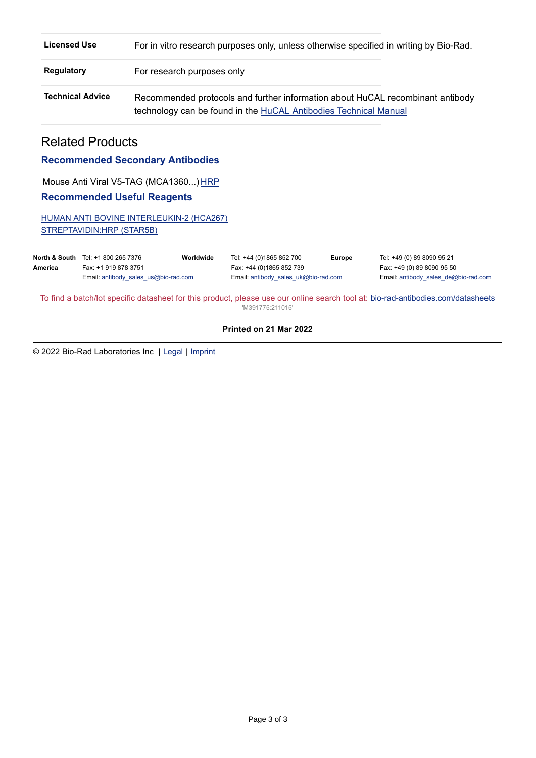| | |
|---|---|
| **Licensed Use** | For in vitro research purposes only, unless otherwise specified in writing by Bio-Rad. |
| **Regulatory** | For research purposes only |
| **Technical Advice** | Recommended protocols and further information about HuCAL recombinant antibody technology can be found in the HuCAL Antibodies Technical Manual |

## Related Products

### Recommended Secondary Antibodies

Mouse Anti Viral V5-TAG (MCA1360...) HRP

### Recommended Useful Reagents

HUMAN ANTI BOVINE INTERLEUKIN-2 (HCA267)
STREPTAVIDIN:HRP (STAR5B)

| | | | | | |
|---|---|---|---|---|---|
| **North & South America** | Tel: +1 800 265 7376<br>Fax: +1 919 878 3751<br>Email: antibody_sales_us@bio-rad.com | **Worldwide** | Tel: +44 (0)1865 852 700<br>Fax: +44 (0)1865 852 739<br>Email: antibody_sales_uk@bio-rad.com | **Europe** | Tel: +49 (0) 89 8090 95 21<br>Fax: +49 (0) 89 8090 95 50<br>Email: antibody_sales_de@bio-rad.com |

To find a batch/lot specific datasheet for this product, please use our online search tool at: bio-rad-antibodies.com/datasheets

'M391775:211015'

**Printed on 21 Mar 2022**

© 2022 Bio-Rad Laboratories Inc | Legal | Imprint